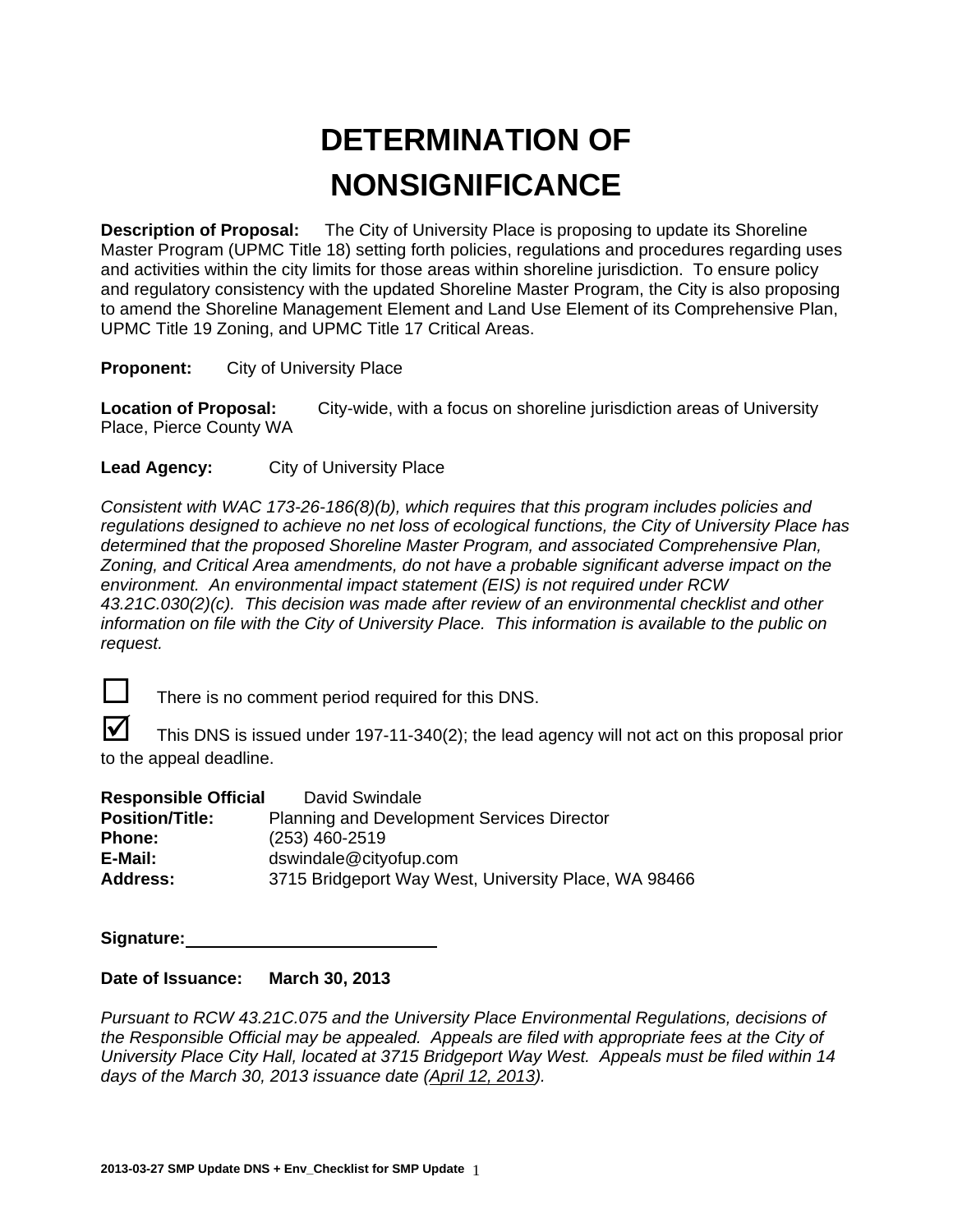# DETERMINATION OF NONSIGNIFICANCE

**Description of Proposal:** The City of University Place is proposing to update its Shoreline Master Program (UPMC Title 18) setting forth policies, regulations and procedures regarding uses and activities within the city limits for those areas within shoreline jurisdiction. To ensure policy and regulatory consistency with the updated Shoreline Master Program, the City is also proposing to amend the Shoreline Management Element and Land Use Element of its Comprehensive Plan, UPMC Title 19 Zoning, and UPMC Title 17 Critical Areas.

**Proponent:** City of University Place

**Location of Proposal:** City-wide, with a focus on shoreline jurisdiction areas of University Place, Pierce County WA

**Lead Agency:** City of University Place

*Consistent with WAC 173-26-186(8)(b), which requires that this program includes policies and regulations designed to achieve no net loss of ecological functions, the City of University Place has determined that the proposed Shoreline Master Program, and associated Comprehensive Plan, Zoning, and Critical Area amendments, do not have a probable significant adverse impact on the environment. An environmental impact statement (EIS) is not required under RCW 43.21C.030(2)(c). This decision was made after review of an environmental checklist and other information on file with the City of University Place. This information is available to the public on request.*

☐ There is no comment period required for this DNS.

☑ This DNS is issued under 197-11-340(2); the lead agency will not act on this proposal prior to the appeal deadline.

**Responsible Official** David Swindale
**Position/Title:** Planning and Development Services Director
**Phone:** (253) 460-2519
**E-Mail:** dswindale@cityofup.com
**Address:** 3715 Bridgeport Way West, University Place, WA 98466

**Signature:** ___________________________

**Date of Issuance: March 30, 2013**

*Pursuant to RCW 43.21C.075 and the University Place Environmental Regulations, decisions of the Responsible Official may be appealed. Appeals are filed with appropriate fees at the City of University Place City Hall, located at 3715 Bridgeport Way West. Appeals must be filed within 14 days of the March 30, 2013 issuance date (April 12, 2013).*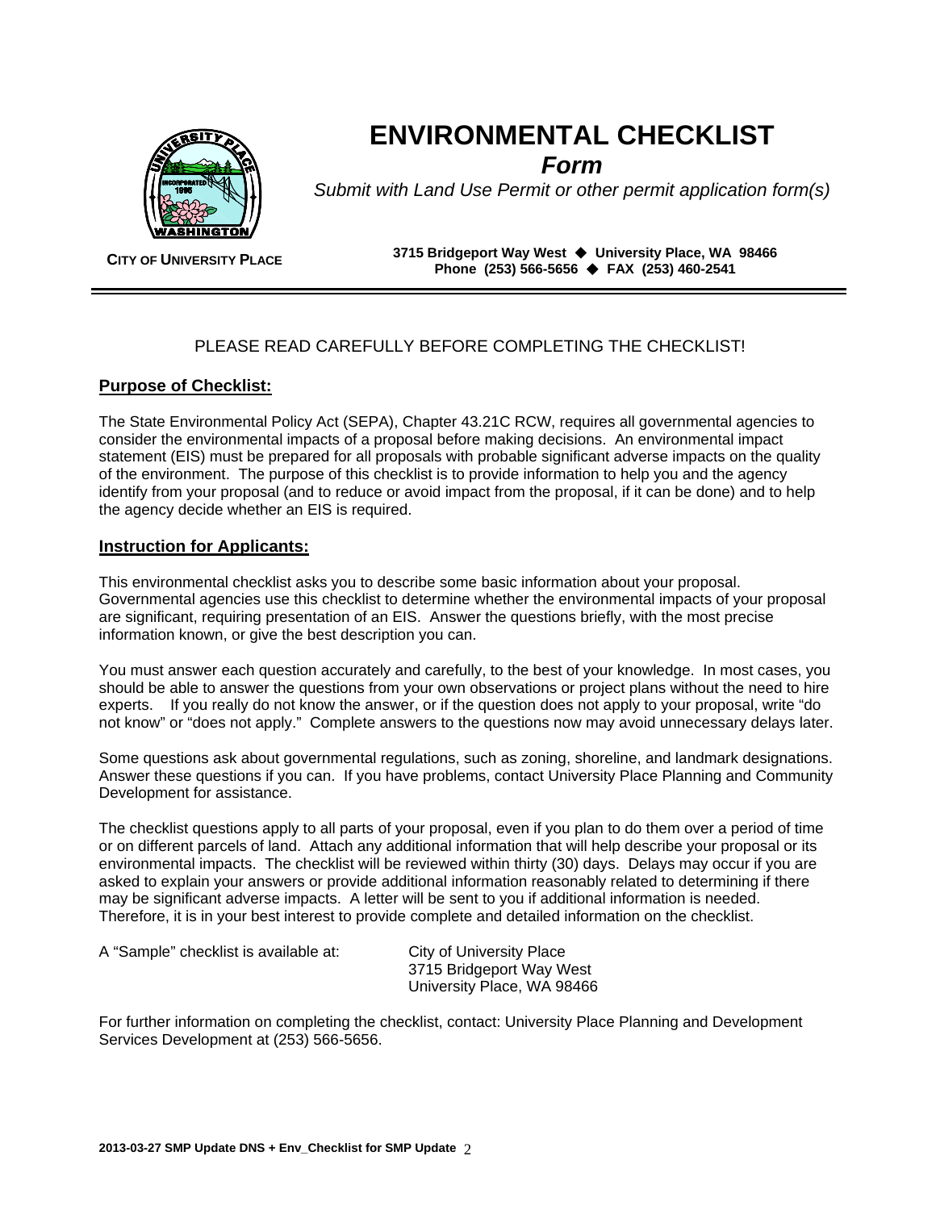# ENVIRONMENTAL CHECKLIST

## *Form*

*Submit with Land Use Permit or other permit application form(s)*

**CITY OF UNIVERSITY PLACE**

**3715 Bridgeport Way West ◆ University Place, WA 98466**
**Phone (253) 566-5656 ◆ FAX (253) 460-2541**

PLEASE READ CAREFULLY BEFORE COMPLETING THE CHECKLIST!

**Purpose of Checklist:**

The State Environmental Policy Act (SEPA), Chapter 43.21C RCW, requires all governmental agencies to consider the environmental impacts of a proposal before making decisions. An environmental impact statement (EIS) must be prepared for all proposals with probable significant adverse impacts on the quality of the environment. The purpose of this checklist is to provide information to help you and the agency identify from your proposal (and to reduce or avoid impact from the proposal, if it can be done) and to help the agency decide whether an EIS is required.

**Instruction for Applicants:**

This environmental checklist asks you to describe some basic information about your proposal. Governmental agencies use this checklist to determine whether the environmental impacts of your proposal are significant, requiring presentation of an EIS. Answer the questions briefly, with the most precise information known, or give the best description you can.

You must answer each question accurately and carefully, to the best of your knowledge. In most cases, you should be able to answer the questions from your own observations or project plans without the need to hire experts. If you really do not know the answer, or if the question does not apply to your proposal, write "do not know" or "does not apply." Complete answers to the questions now may avoid unnecessary delays later.

Some questions ask about governmental regulations, such as zoning, shoreline, and landmark designations. Answer these questions if you can. If you have problems, contact University Place Planning and Community Development for assistance.

The checklist questions apply to all parts of your proposal, even if you plan to do them over a period of time or on different parcels of land. Attach any additional information that will help describe your proposal or its environmental impacts. The checklist will be reviewed within thirty (30) days. Delays may occur if you are asked to explain your answers or provide additional information reasonably related to determining if there may be significant adverse impacts. A letter will be sent to you if additional information is needed. Therefore, it is in your best interest to provide complete and detailed information on the checklist.

A "Sample" checklist is available at: City of University Place
3715 Bridgeport Way West
University Place, WA 98466

For further information on completing the checklist, contact: University Place Planning and Development Services Development at (253) 566-5656.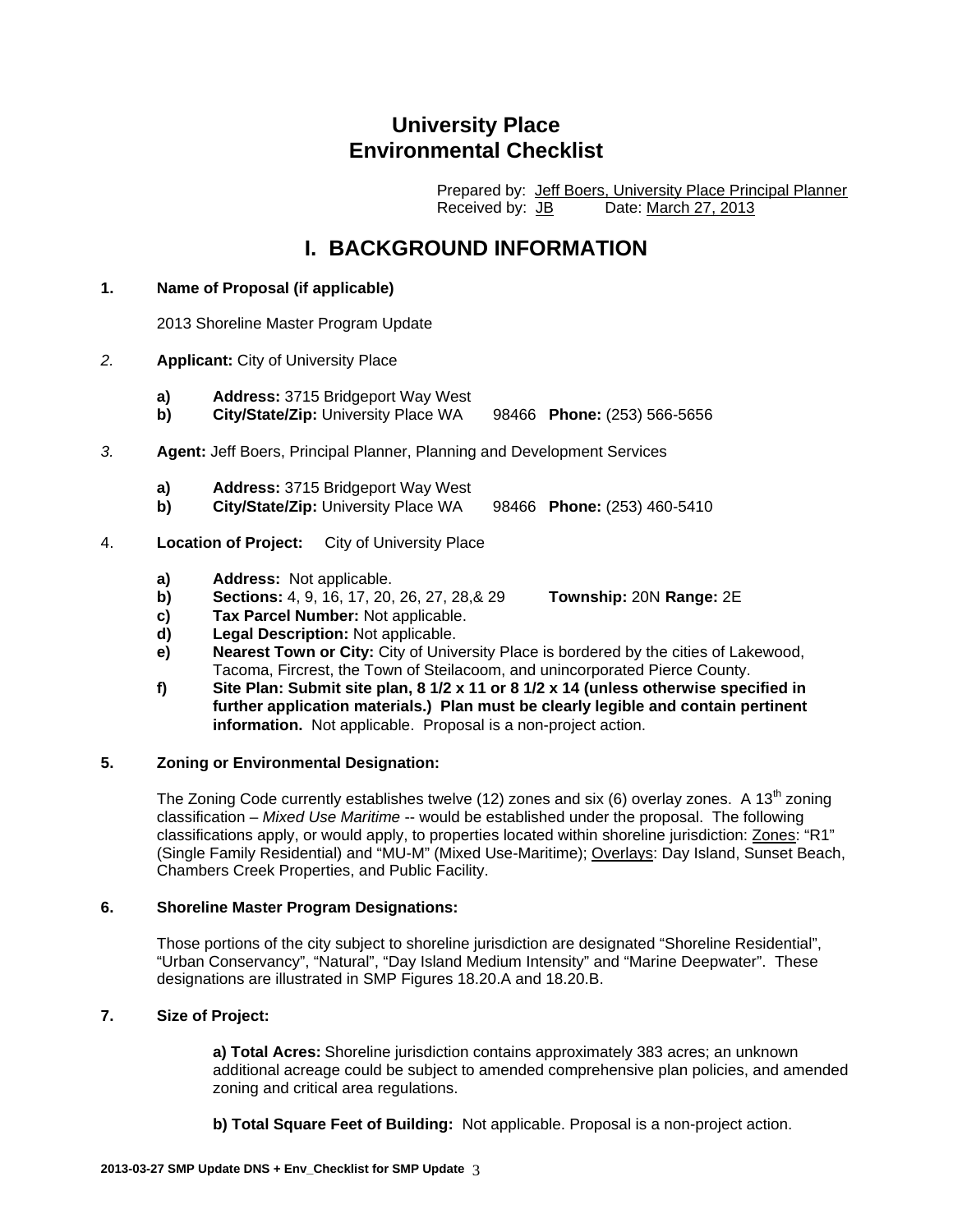# University Place Environmental Checklist

Prepared by: Jeff Boers, University Place Principal Planner
Received by: JB Date: March 27, 2013

## I. BACKGROUND INFORMATION

**1. Name of Proposal (if applicable)**

2013 Shoreline Master Program Update

*2.* **Applicant:** City of University Place

- **a) Address:** 3715 Bridgeport Way West
- **b) City/State/Zip:** University Place WA 98466 **Phone:** (253) 566-5656

*3.* **Agent:** Jeff Boers, Principal Planner, Planning and Development Services

- **a) Address:** 3715 Bridgeport Way West
- **b) City/State/Zip:** University Place WA 98466 **Phone:** (253) 460-5410

4. **Location of Project:** City of University Place

- **a) Address:** Not applicable.
- **b) Sections:** 4, 9, 16, 17, 20, 26, 27, 28,& 29 **Township:** 20N **Range:** 2E
- **c) Tax Parcel Number:** Not applicable.
- **d) Legal Description:** Not applicable.
- **e) Nearest Town or City:** City of University Place is bordered by the cities of Lakewood, Tacoma, Fircrest, the Town of Steilacoom, and unincorporated Pierce County.
- **f) Site Plan: Submit site plan, 8 1/2 x 11 or 8 1/2 x 14 (unless otherwise specified in further application materials.) Plan must be clearly legible and contain pertinent information.** Not applicable. Proposal is a non-project action.

**5. Zoning or Environmental Designation:**

The Zoning Code currently establishes twelve (12) zones and six (6) overlay zones. A 13th zoning classification – *Mixed Use Maritime* -- would be established under the proposal. The following classifications apply, or would apply, to properties located within shoreline jurisdiction: Zones: "R1" (Single Family Residential) and "MU-M" (Mixed Use-Maritime); Overlays: Day Island, Sunset Beach, Chambers Creek Properties, and Public Facility.

**6. Shoreline Master Program Designations:**

Those portions of the city subject to shoreline jurisdiction are designated "Shoreline Residential", "Urban Conservancy", "Natural", "Day Island Medium Intensity" and "Marine Deepwater". These designations are illustrated in SMP Figures 18.20.A and 18.20.B.

**7. Size of Project:**

**a) Total Acres:** Shoreline jurisdiction contains approximately 383 acres; an unknown additional acreage could be subject to amended comprehensive plan policies, and amended zoning and critical area regulations.

**b) Total Square Feet of Building:** Not applicable. Proposal is a non-project action.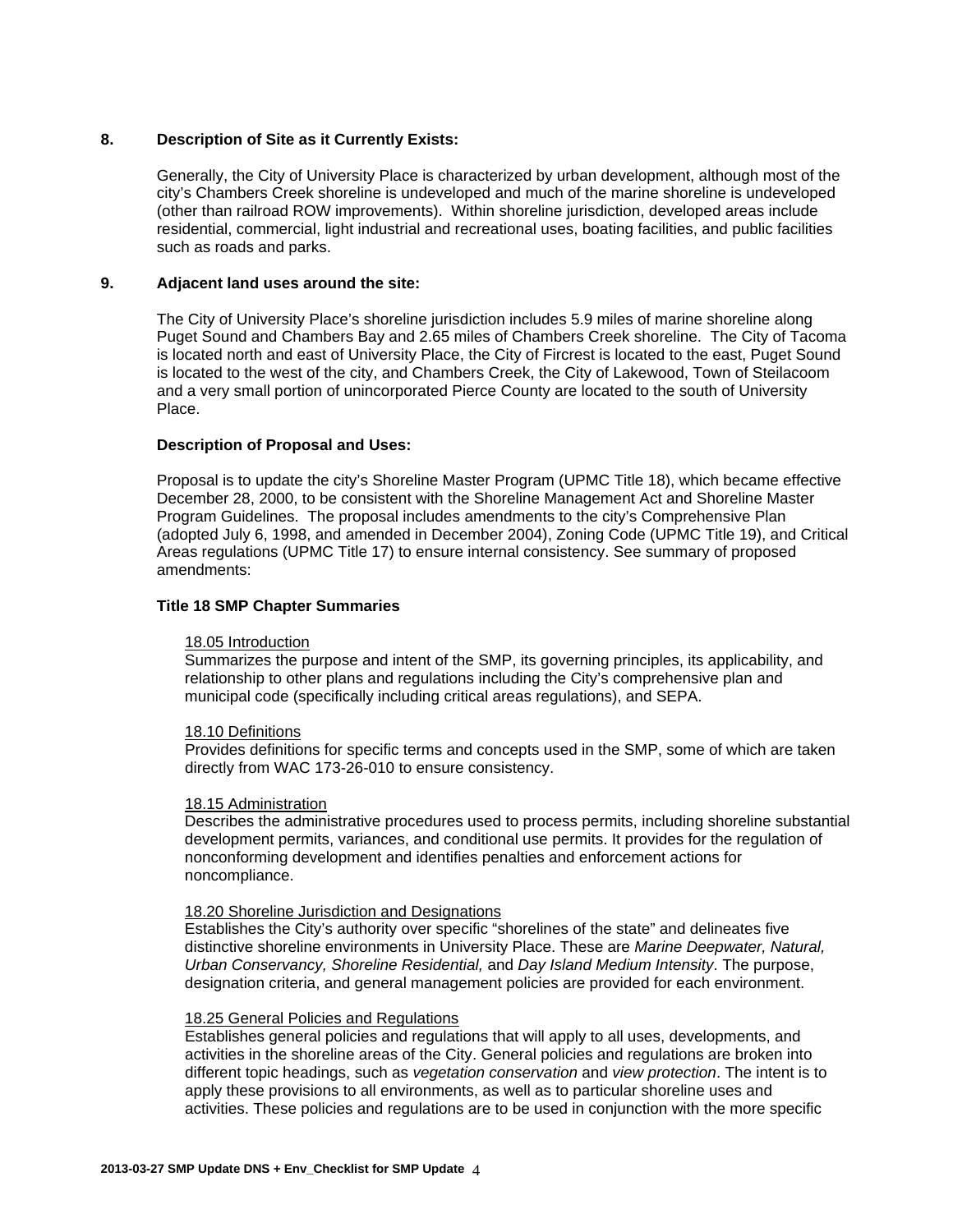**8. Description of Site as it Currently Exists:**

Generally, the City of University Place is characterized by urban development, although most of the city's Chambers Creek shoreline is undeveloped and much of the marine shoreline is undeveloped (other than railroad ROW improvements). Within shoreline jurisdiction, developed areas include residential, commercial, light industrial and recreational uses, boating facilities, and public facilities such as roads and parks.

**9. Adjacent land uses around the site:**

The City of University Place's shoreline jurisdiction includes 5.9 miles of marine shoreline along Puget Sound and Chambers Bay and 2.65 miles of Chambers Creek shoreline. The City of Tacoma is located north and east of University Place, the City of Fircrest is located to the east, Puget Sound is located to the west of the city, and Chambers Creek, the City of Lakewood, Town of Steilacoom and a very small portion of unincorporated Pierce County are located to the south of University Place.

**Description of Proposal and Uses:**

Proposal is to update the city's Shoreline Master Program (UPMC Title 18), which became effective December 28, 2000, to be consistent with the Shoreline Management Act and Shoreline Master Program Guidelines. The proposal includes amendments to the city's Comprehensive Plan (adopted July 6, 1998, and amended in December 2004), Zoning Code (UPMC Title 19), and Critical Areas regulations (UPMC Title 17) to ensure internal consistency. See summary of proposed amendments:

**Title 18 SMP Chapter Summaries**

18.05 Introduction
Summarizes the purpose and intent of the SMP, its governing principles, its applicability, and relationship to other plans and regulations including the City's comprehensive plan and municipal code (specifically including critical areas regulations), and SEPA.

18.10 Definitions
Provides definitions for specific terms and concepts used in the SMP, some of which are taken directly from WAC 173-26-010 to ensure consistency.

18.15 Administration
Describes the administrative procedures used to process permits, including shoreline substantial development permits, variances, and conditional use permits. It provides for the regulation of nonconforming development and identifies penalties and enforcement actions for noncompliance.

18.20 Shoreline Jurisdiction and Designations
Establishes the City's authority over specific "shorelines of the state" and delineates five distinctive shoreline environments in University Place. These are *Marine Deepwater, Natural, Urban Conservancy, Shoreline Residential,* and *Day Island Medium Intensity*. The purpose, designation criteria, and general management policies are provided for each environment.

18.25 General Policies and Regulations
Establishes general policies and regulations that will apply to all uses, developments, and activities in the shoreline areas of the City. General policies and regulations are broken into different topic headings, such as *vegetation conservation* and *view protection*. The intent is to apply these provisions to all environments, as well as to particular shoreline uses and activities. These policies and regulations are to be used in conjunction with the more specific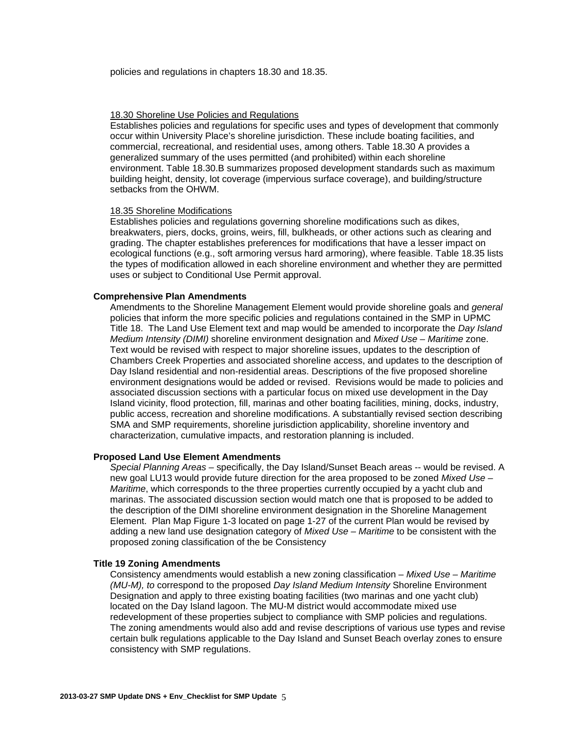policies and regulations in chapters 18.30 and 18.35.

18.30 Shoreline Use Policies and Regulations
Establishes policies and regulations for specific uses and types of development that commonly occur within University Place's shoreline jurisdiction. These include boating facilities, and commercial, recreational, and residential uses, among others. Table 18.30 A provides a generalized summary of the uses permitted (and prohibited) within each shoreline environment. Table 18.30.B summarizes proposed development standards such as maximum building height, density, lot coverage (impervious surface coverage), and building/structure setbacks from the OHWM.

18.35 Shoreline Modifications
Establishes policies and regulations governing shoreline modifications such as dikes, breakwaters, piers, docks, groins, weirs, fill, bulkheads, or other actions such as clearing and grading. The chapter establishes preferences for modifications that have a lesser impact on ecological functions (e.g., soft armoring versus hard armoring), where feasible. Table 18.35 lists the types of modification allowed in each shoreline environment and whether they are permitted uses or subject to Conditional Use Permit approval.

**Comprehensive Plan Amendments**

Amendments to the Shoreline Management Element would provide shoreline goals and *general* policies that inform the more specific policies and regulations contained in the SMP in UPMC Title 18. The Land Use Element text and map would be amended to incorporate the *Day Island Medium Intensity (DIMI)* shoreline environment designation and *Mixed Use – Maritime* zone. Text would be revised with respect to major shoreline issues, updates to the description of Chambers Creek Properties and associated shoreline access, and updates to the description of Day Island residential and non-residential areas. Descriptions of the five proposed shoreline environment designations would be added or revised. Revisions would be made to policies and associated discussion sections with a particular focus on mixed use development in the Day Island vicinity, flood protection, fill, marinas and other boating facilities, mining, docks, industry, public access, recreation and shoreline modifications. A substantially revised section describing SMA and SMP requirements, shoreline jurisdiction applicability, shoreline inventory and characterization, cumulative impacts, and restoration planning is included.

**Proposed Land Use Element Amendments**

*Special Planning Areas* – specifically, the Day Island/Sunset Beach areas -- would be revised. A new goal LU13 would provide future direction for the area proposed to be zoned *Mixed Use – Maritime*, which corresponds to the three properties currently occupied by a yacht club and marinas. The associated discussion section would match one that is proposed to be added to the description of the DIMI shoreline environment designation in the Shoreline Management Element. Plan Map Figure 1-3 located on page 1-27 of the current Plan would be revised by adding a new land use designation category of *Mixed Use – Maritime* to be consistent with the proposed zoning classification of the be Consistency

**Title 19 Zoning Amendments**

Consistency amendments would establish a new zoning classification – *Mixed Use – Maritime (MU-M), to* correspond to the proposed *Day Island Medium Intensity* Shoreline Environment Designation and apply to three existing boating facilities (two marinas and one yacht club) located on the Day Island lagoon. The MU-M district would accommodate mixed use redevelopment of these properties subject to compliance with SMP policies and regulations. The zoning amendments would also add and revise descriptions of various use types and revise certain bulk regulations applicable to the Day Island and Sunset Beach overlay zones to ensure consistency with SMP regulations.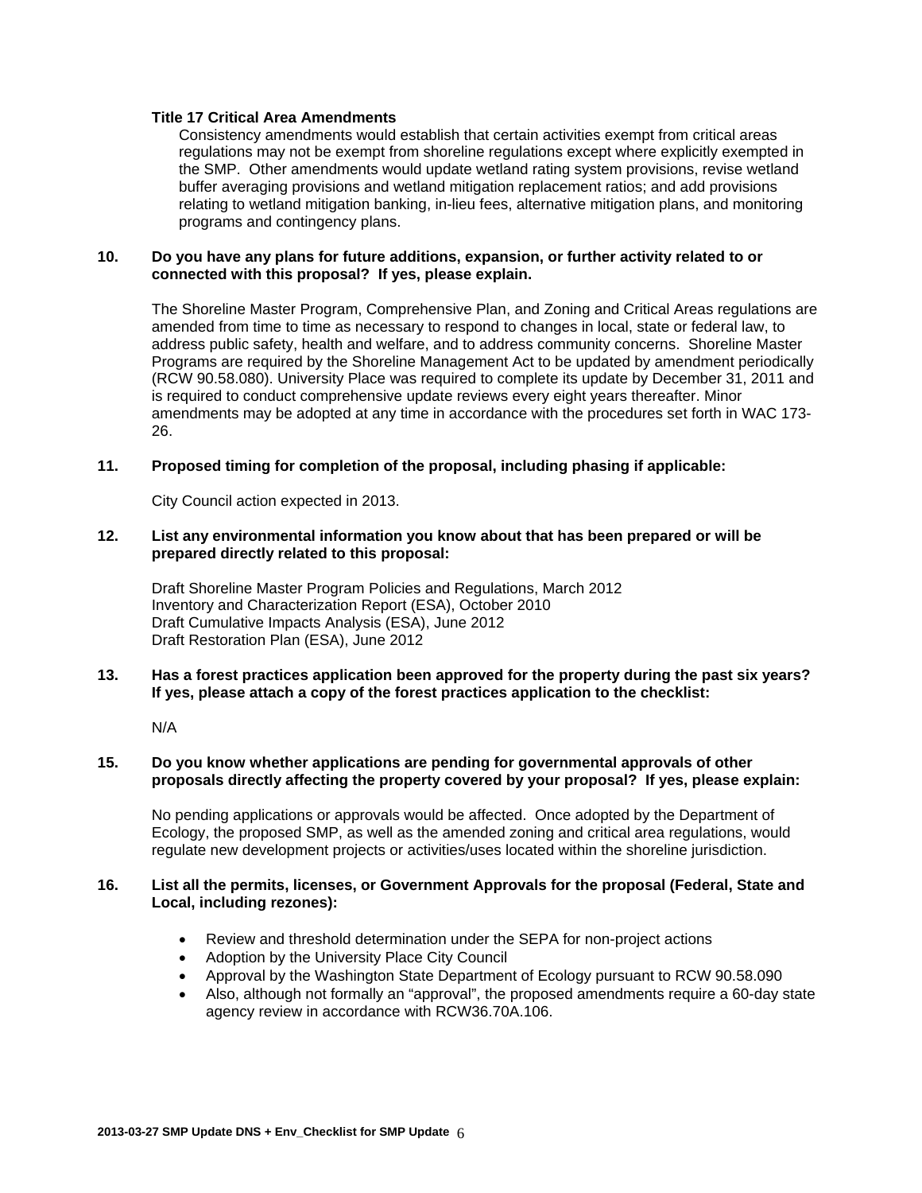**Title 17 Critical Area Amendments**

Consistency amendments would establish that certain activities exempt from critical areas regulations may not be exempt from shoreline regulations except where explicitly exempted in the SMP. Other amendments would update wetland rating system provisions, revise wetland buffer averaging provisions and wetland mitigation replacement ratios; and add provisions relating to wetland mitigation banking, in-lieu fees, alternative mitigation plans, and monitoring programs and contingency plans.

**10. Do you have any plans for future additions, expansion, or further activity related to or connected with this proposal? If yes, please explain.**

The Shoreline Master Program, Comprehensive Plan, and Zoning and Critical Areas regulations are amended from time to time as necessary to respond to changes in local, state or federal law, to address public safety, health and welfare, and to address community concerns. Shoreline Master Programs are required by the Shoreline Management Act to be updated by amendment periodically (RCW 90.58.080). University Place was required to complete its update by December 31, 2011 and is required to conduct comprehensive update reviews every eight years thereafter. Minor amendments may be adopted at any time in accordance with the procedures set forth in WAC 173-26.

**11. Proposed timing for completion of the proposal, including phasing if applicable:**

City Council action expected in 2013.

**12. List any environmental information you know about that has been prepared or will be prepared directly related to this proposal:**

Draft Shoreline Master Program Policies and Regulations, March 2012
Inventory and Characterization Report (ESA), October 2010
Draft Cumulative Impacts Analysis (ESA), June 2012
Draft Restoration Plan (ESA), June 2012

**13. Has a forest practices application been approved for the property during the past six years? If yes, please attach a copy of the forest practices application to the checklist:**

N/A

**15. Do you know whether applications are pending for governmental approvals of other proposals directly affecting the property covered by your proposal? If yes, please explain:**

No pending applications or approvals would be affected. Once adopted by the Department of Ecology, the proposed SMP, as well as the amended zoning and critical area regulations, would regulate new development projects or activities/uses located within the shoreline jurisdiction.

**16. List all the permits, licenses, or Government Approvals for the proposal (Federal, State and Local, including rezones):**

- Review and threshold determination under the SEPA for non-project actions
- Adoption by the University Place City Council
- Approval by the Washington State Department of Ecology pursuant to RCW 90.58.090
- Also, although not formally an "approval", the proposed amendments require a 60-day state agency review in accordance with RCW36.70A.106.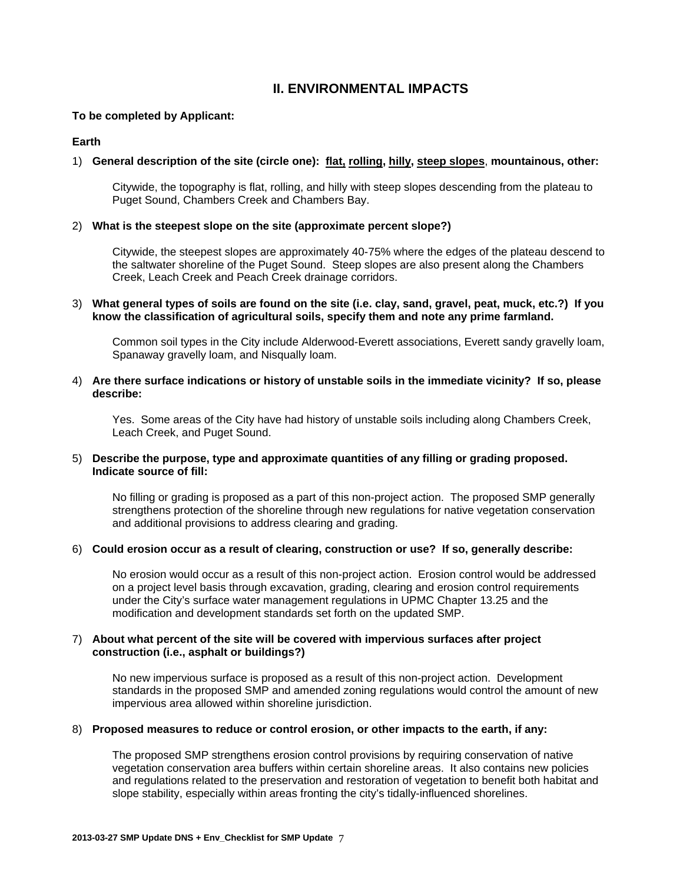## II. ENVIRONMENTAL IMPACTS

**To be completed by Applicant:**

**Earth**

1) **General description of the site (circle one): <u>flat,</u> <u>rolling</u>, <u>hilly</u>, <u>steep slopes</u>, mountainous, other:**

   Citywide, the topography is flat, rolling, and hilly with steep slopes descending from the plateau to Puget Sound, Chambers Creek and Chambers Bay.

2) **What is the steepest slope on the site (approximate percent slope?)**

   Citywide, the steepest slopes are approximately 40-75% where the edges of the plateau descend to the saltwater shoreline of the Puget Sound. Steep slopes are also present along the Chambers Creek, Leach Creek and Peach Creek drainage corridors.

3) **What general types of soils are found on the site (i.e. clay, sand, gravel, peat, muck, etc.?) If you know the classification of agricultural soils, specify them and note any prime farmland.**

   Common soil types in the City include Alderwood-Everett associations, Everett sandy gravelly loam, Spanaway gravelly loam, and Nisqually loam.

4) **Are there surface indications or history of unstable soils in the immediate vicinity? If so, please describe:**

   Yes. Some areas of the City have had history of unstable soils including along Chambers Creek, Leach Creek, and Puget Sound.

5) **Describe the purpose, type and approximate quantities of any filling or grading proposed. Indicate source of fill:**

   No filling or grading is proposed as a part of this non-project action. The proposed SMP generally strengthens protection of the shoreline through new regulations for native vegetation conservation and additional provisions to address clearing and grading.

6) **Could erosion occur as a result of clearing, construction or use? If so, generally describe:**

   No erosion would occur as a result of this non-project action. Erosion control would be addressed on a project level basis through excavation, grading, clearing and erosion control requirements under the City's surface water management regulations in UPMC Chapter 13.25 and the modification and development standards set forth on the updated SMP.

7) **About what percent of the site will be covered with impervious surfaces after project construction (i.e., asphalt or buildings?)**

   No new impervious surface is proposed as a result of this non-project action. Development standards in the proposed SMP and amended zoning regulations would control the amount of new impervious area allowed within shoreline jurisdiction.

8) **Proposed measures to reduce or control erosion, or other impacts to the earth, if any:**

   The proposed SMP strengthens erosion control provisions by requiring conservation of native vegetation conservation area buffers within certain shoreline areas. It also contains new policies and regulations related to the preservation and restoration of vegetation to benefit both habitat and slope stability, especially within areas fronting the city's tidally-influenced shorelines.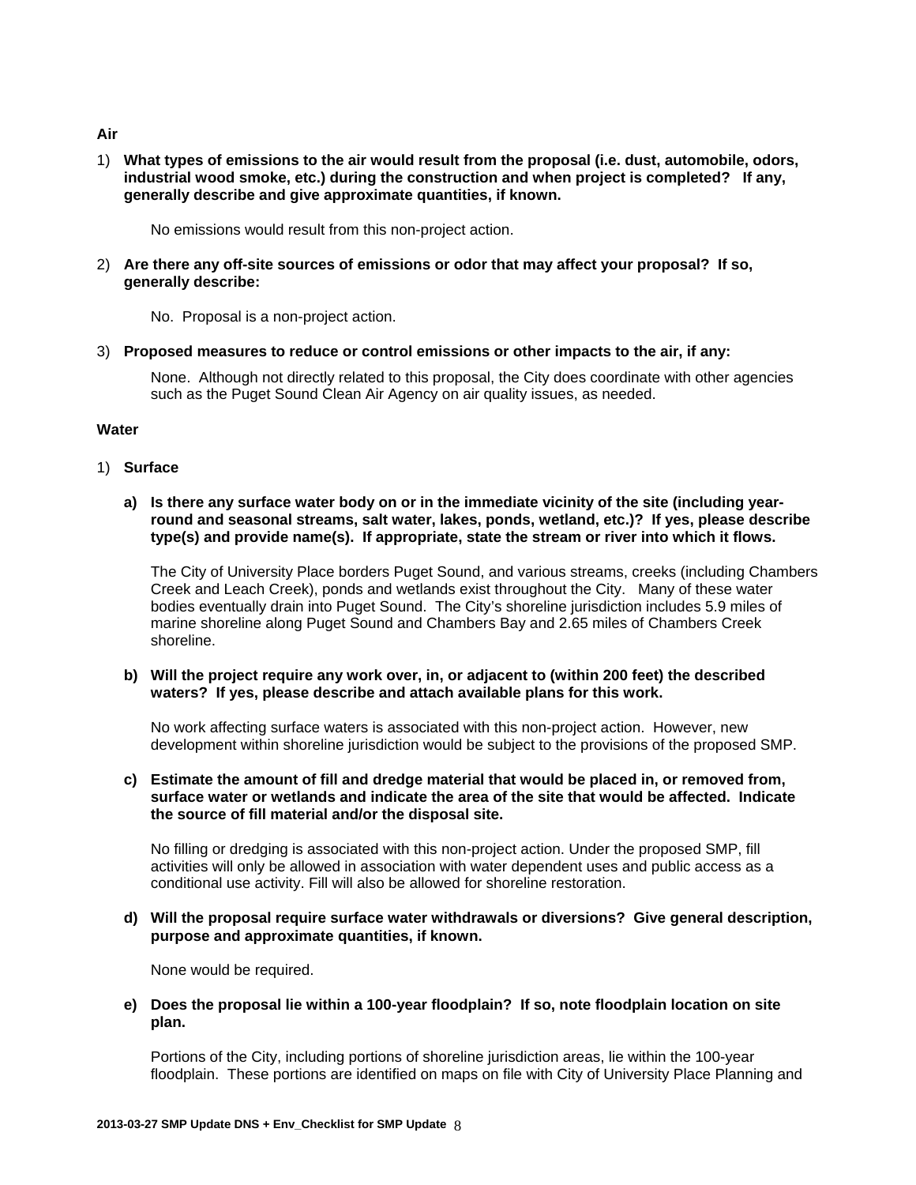**Air**

1) **What types of emissions to the air would result from the proposal (i.e. dust, automobile, odors, industrial wood smoke, etc.) during the construction and when project is completed? If any, generally describe and give approximate quantities, if known.**

   No emissions would result from this non-project action.

2) **Are there any off-site sources of emissions or odor that may affect your proposal? If so, generally describe:**

   No. Proposal is a non-project action.

3) **Proposed measures to reduce or control emissions or other impacts to the air, if any:**

   None. Although not directly related to this proposal, the City does coordinate with other agencies such as the Puget Sound Clean Air Agency on air quality issues, as needed.

**Water**

1) **Surface**

   **a) Is there any surface water body on or in the immediate vicinity of the site (including year-round and seasonal streams, salt water, lakes, ponds, wetland, etc.)? If yes, please describe type(s) and provide name(s). If appropriate, state the stream or river into which it flows.**

   The City of University Place borders Puget Sound, and various streams, creeks (including Chambers Creek and Leach Creek), ponds and wetlands exist throughout the City. Many of these water bodies eventually drain into Puget Sound. The City's shoreline jurisdiction includes 5.9 miles of marine shoreline along Puget Sound and Chambers Bay and 2.65 miles of Chambers Creek shoreline.

   **b) Will the project require any work over, in, or adjacent to (within 200 feet) the described waters? If yes, please describe and attach available plans for this work.**

   No work affecting surface waters is associated with this non-project action. However, new development within shoreline jurisdiction would be subject to the provisions of the proposed SMP.

   **c) Estimate the amount of fill and dredge material that would be placed in, or removed from, surface water or wetlands and indicate the area of the site that would be affected. Indicate the source of fill material and/or the disposal site.**

   No filling or dredging is associated with this non-project action. Under the proposed SMP, fill activities will only be allowed in association with water dependent uses and public access as a conditional use activity. Fill will also be allowed for shoreline restoration.

   **d) Will the proposal require surface water withdrawals or diversions? Give general description, purpose and approximate quantities, if known.**

   None would be required.

   **e) Does the proposal lie within a 100-year floodplain? If so, note floodplain location on site plan.**

   Portions of the City, including portions of shoreline jurisdiction areas, lie within the 100-year floodplain. These portions are identified on maps on file with City of University Place Planning and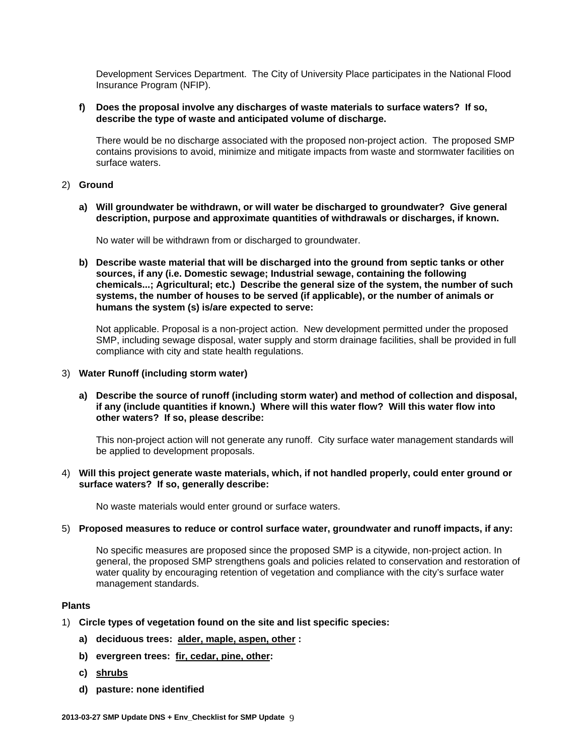Development Services Department. The City of University Place participates in the National Flood Insurance Program (NFIP).

**f) Does the proposal involve any discharges of waste materials to surface waters? If so, describe the type of waste and anticipated volume of discharge.**

There would be no discharge associated with the proposed non-project action. The proposed SMP contains provisions to avoid, minimize and mitigate impacts from waste and stormwater facilities on surface waters.

2) **Ground**

**a) Will groundwater be withdrawn, or will water be discharged to groundwater? Give general description, purpose and approximate quantities of withdrawals or discharges, if known.**

No water will be withdrawn from or discharged to groundwater.

**b) Describe waste material that will be discharged into the ground from septic tanks or other sources, if any (i.e. Domestic sewage; Industrial sewage, containing the following chemicals...; Agricultural; etc.) Describe the general size of the system, the number of such systems, the number of houses to be served (if applicable), or the number of animals or humans the system (s) is/are expected to serve:**

Not applicable. Proposal is a non-project action. New development permitted under the proposed SMP, including sewage disposal, water supply and storm drainage facilities, shall be provided in full compliance with city and state health regulations.

3) **Water Runoff (including storm water)**

**a) Describe the source of runoff (including storm water) and method of collection and disposal, if any (include quantities if known.) Where will this water flow? Will this water flow into other waters? If so, please describe:**

This non-project action will not generate any runoff. City surface water management standards will be applied to development proposals.

4) **Will this project generate waste materials, which, if not handled properly, could enter ground or surface waters? If so, generally describe:**

No waste materials would enter ground or surface waters.

5) **Proposed measures to reduce or control surface water, groundwater and runoff impacts, if any:**

No specific measures are proposed since the proposed SMP is a citywide, non-project action. In general, the proposed SMP strengthens goals and policies related to conservation and restoration of water quality by encouraging retention of vegetation and compliance with the city's surface water management standards.

**Plants**

1) **Circle types of vegetation found on the site and list specific species:**

**a) deciduous trees: <u>alder, maple, aspen, other</u> :**

**b) evergreen trees: <u>fir, cedar, pine, other</u>:**

**c) <u>shrubs</u>**

**d) pasture: none identified**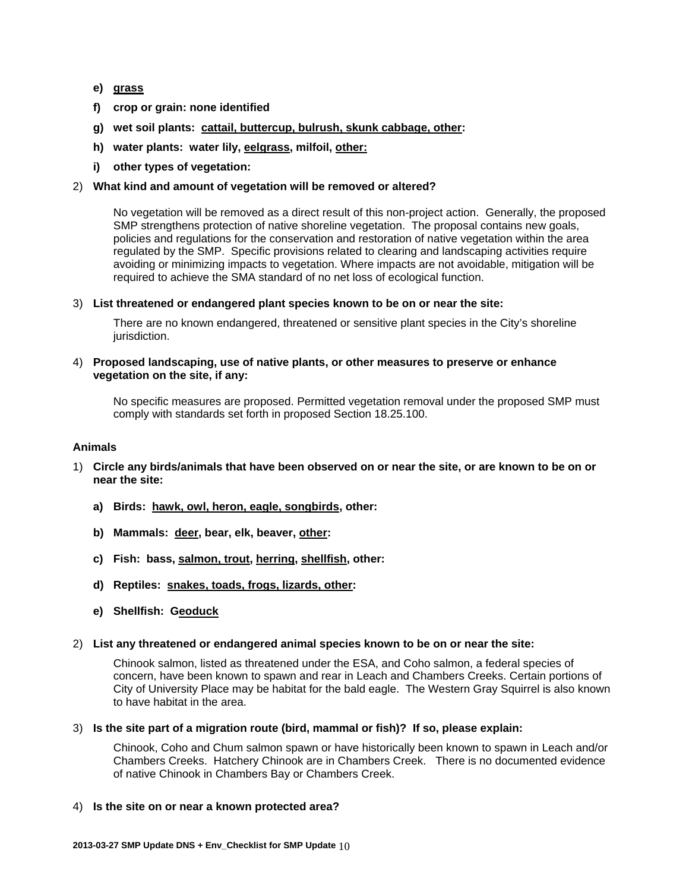- **e) <u>grass</u>**
- **f) crop or grain: none identified**
- **g) wet soil plants: <u>cattail, buttercup, bulrush, skunk cabbage, other</u>:**
- **h) water plants: water lily, <u>eelgrass</u>, milfoil, <u>other:</u>**
- **i) other types of vegetation:**

2) **What kind and amount of vegetation will be removed or altered?**

   No vegetation will be removed as a direct result of this non-project action. Generally, the proposed SMP strengthens protection of native shoreline vegetation. The proposal contains new goals, policies and regulations for the conservation and restoration of native vegetation within the area regulated by the SMP. Specific provisions related to clearing and landscaping activities require avoiding or minimizing impacts to vegetation. Where impacts are not avoidable, mitigation will be required to achieve the SMA standard of no net loss of ecological function.

3) **List threatened or endangered plant species known to be on or near the site:**

   There are no known endangered, threatened or sensitive plant species in the City's shoreline jurisdiction.

4) **Proposed landscaping, use of native plants, or other measures to preserve or enhance vegetation on the site, if any:**

   No specific measures are proposed. Permitted vegetation removal under the proposed SMP must comply with standards set forth in proposed Section 18.25.100.

**Animals**

1) **Circle any birds/animals that have been observed on or near the site, or are known to be on or near the site:**

   - **a) Birds: <u>hawk, owl, heron, eagle, songbirds</u>, other:**
   - **b) Mammals: <u>deer</u>, bear, elk, beaver, <u>other</u>:**
   - **c) Fish: bass, <u>salmon, trout</u>, <u>herring</u>, <u>shellfish</u>, other:**
   - **d) Reptiles: <u>snakes, toads, frogs, lizards, other</u>:**
   - **e) Shellfish: G<u>eoduck</u>**

2) **List any threatened or endangered animal species known to be on or near the site:**

   Chinook salmon, listed as threatened under the ESA, and Coho salmon, a federal species of concern, have been known to spawn and rear in Leach and Chambers Creeks. Certain portions of City of University Place may be habitat for the bald eagle. The Western Gray Squirrel is also known to have habitat in the area.

3) **Is the site part of a migration route (bird, mammal or fish)? If so, please explain:**

   Chinook, Coho and Chum salmon spawn or have historically been known to spawn in Leach and/or Chambers Creeks. Hatchery Chinook are in Chambers Creek. There is no documented evidence of native Chinook in Chambers Bay or Chambers Creek.

4) **Is the site on or near a known protected area?**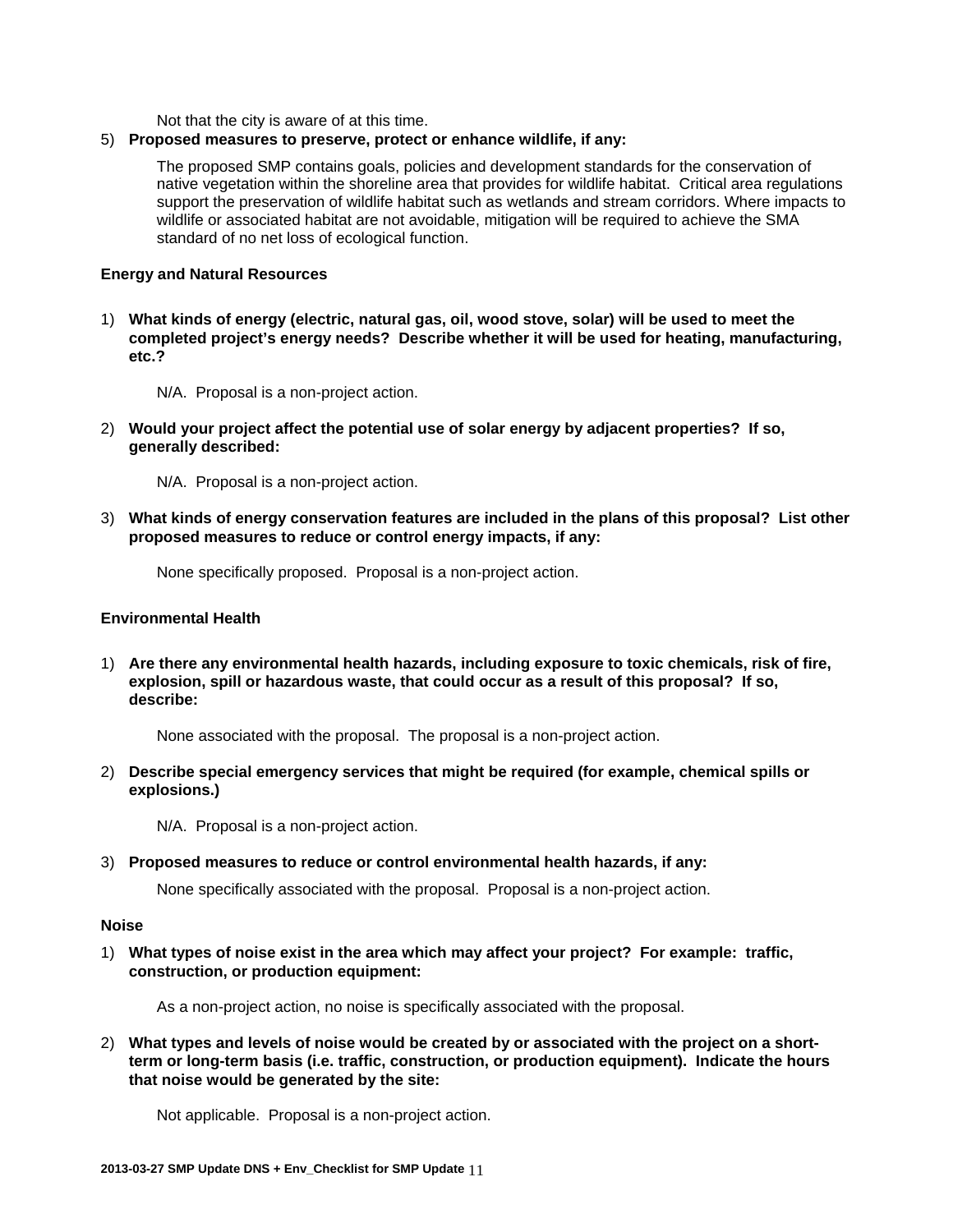Not that the city is aware of at this time.

5) **Proposed measures to preserve, protect or enhance wildlife, if any:**

   The proposed SMP contains goals, policies and development standards for the conservation of native vegetation within the shoreline area that provides for wildlife habitat. Critical area regulations support the preservation of wildlife habitat such as wetlands and stream corridors. Where impacts to wildlife or associated habitat are not avoidable, mitigation will be required to achieve the SMA standard of no net loss of ecological function.

**Energy and Natural Resources**

1) **What kinds of energy (electric, natural gas, oil, wood stove, solar) will be used to meet the completed project's energy needs? Describe whether it will be used for heating, manufacturing, etc.?**

   N/A. Proposal is a non-project action.

2) **Would your project affect the potential use of solar energy by adjacent properties? If so, generally described:**

   N/A. Proposal is a non-project action.

3) **What kinds of energy conservation features are included in the plans of this proposal? List other proposed measures to reduce or control energy impacts, if any:**

   None specifically proposed. Proposal is a non-project action.

**Environmental Health**

1) **Are there any environmental health hazards, including exposure to toxic chemicals, risk of fire, explosion, spill or hazardous waste, that could occur as a result of this proposal? If so, describe:**

   None associated with the proposal. The proposal is a non-project action.

2) **Describe special emergency services that might be required (for example, chemical spills or explosions.)**

   N/A. Proposal is a non-project action.

3) **Proposed measures to reduce or control environmental health hazards, if any:**

   None specifically associated with the proposal. Proposal is a non-project action.

**Noise**

1) **What types of noise exist in the area which may affect your project? For example: traffic, construction, or production equipment:**

   As a non-project action, no noise is specifically associated with the proposal.

2) **What types and levels of noise would be created by or associated with the project on a short-term or long-term basis (i.e. traffic, construction, or production equipment). Indicate the hours that noise would be generated by the site:**

   Not applicable. Proposal is a non-project action.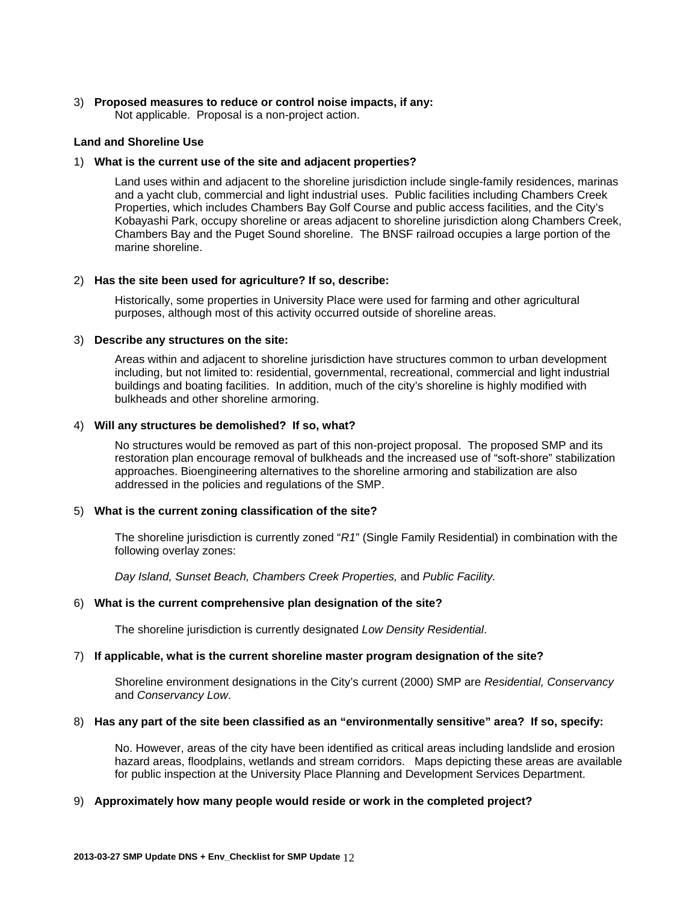3) **Proposed measures to reduce or control noise impacts, if any:**
   Not applicable. Proposal is a non-project action.

**Land and Shoreline Use**

1) **What is the current use of the site and adjacent properties?**

   Land uses within and adjacent to the shoreline jurisdiction include single-family residences, marinas and a yacht club, commercial and light industrial uses. Public facilities including Chambers Creek Properties, which includes Chambers Bay Golf Course and public access facilities, and the City's Kobayashi Park, occupy shoreline or areas adjacent to shoreline jurisdiction along Chambers Creek, Chambers Bay and the Puget Sound shoreline. The BNSF railroad occupies a large portion of the marine shoreline.

2) **Has the site been used for agriculture? If so, describe:**

   Historically, some properties in University Place were used for farming and other agricultural purposes, although most of this activity occurred outside of shoreline areas.

3) **Describe any structures on the site:**

   Areas within and adjacent to shoreline jurisdiction have structures common to urban development including, but not limited to: residential, governmental, recreational, commercial and light industrial buildings and boating facilities. In addition, much of the city's shoreline is highly modified with bulkheads and other shoreline armoring.

4) **Will any structures be demolished? If so, what?**

   No structures would be removed as part of this non-project proposal. The proposed SMP and its restoration plan encourage removal of bulkheads and the increased use of "soft-shore" stabilization approaches. Bioengineering alternatives to the shoreline armoring and stabilization are also addressed in the policies and regulations of the SMP.

5) **What is the current zoning classification of the site?**

   The shoreline jurisdiction is currently zoned "*R1*" (Single Family Residential) in combination with the following overlay zones:

   *Day Island, Sunset Beach, Chambers Creek Properties,* and *Public Facility.*

6) **What is the current comprehensive plan designation of the site?**

   The shoreline jurisdiction is currently designated *Low Density Residential*.

7) **If applicable, what is the current shoreline master program designation of the site?**

   Shoreline environment designations in the City's current (2000) SMP are *Residential, Conservancy* and *Conservancy Low*.

8) **Has any part of the site been classified as an "environmentally sensitive" area? If so, specify:**

   No. However, areas of the city have been identified as critical areas including landslide and erosion hazard areas, floodplains, wetlands and stream corridors. Maps depicting these areas are available for public inspection at the University Place Planning and Development Services Department.

9) **Approximately how many people would reside or work in the completed project?**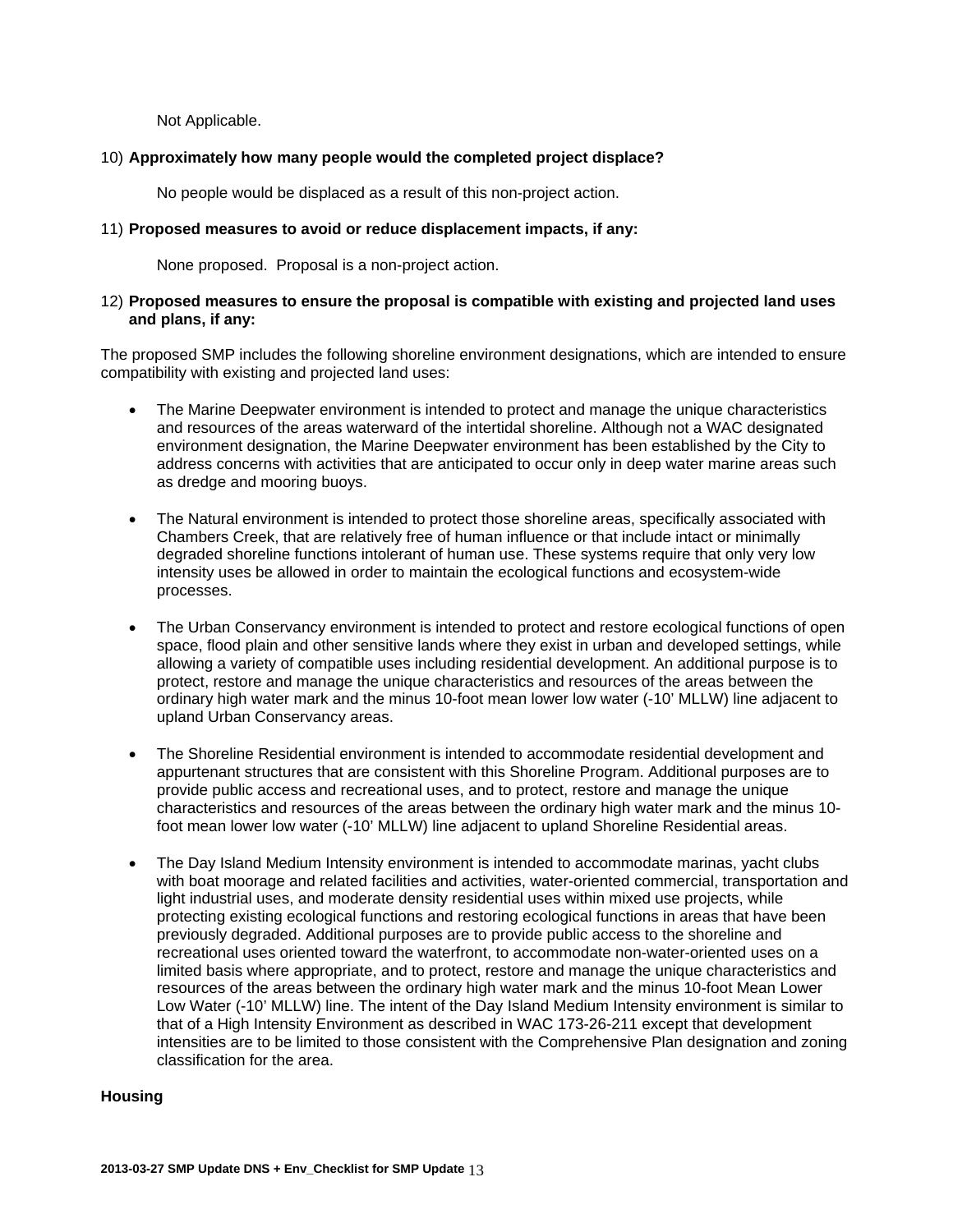Not Applicable.

10) **Approximately how many people would the completed project displace?**

No people would be displaced as a result of this non-project action.

11) **Proposed measures to avoid or reduce displacement impacts, if any:**

None proposed. Proposal is a non-project action.

12) **Proposed measures to ensure the proposal is compatible with existing and projected land uses and plans, if any:**

The proposed SMP includes the following shoreline environment designations, which are intended to ensure compatibility with existing and projected land uses:

- The Marine Deepwater environment is intended to protect and manage the unique characteristics and resources of the areas waterward of the intertidal shoreline. Although not a WAC designated environment designation, the Marine Deepwater environment has been established by the City to address concerns with activities that are anticipated to occur only in deep water marine areas such as dredge and mooring buoys.

- The Natural environment is intended to protect those shoreline areas, specifically associated with Chambers Creek, that are relatively free of human influence or that include intact or minimally degraded shoreline functions intolerant of human use. These systems require that only very low intensity uses be allowed in order to maintain the ecological functions and ecosystem-wide processes.

- The Urban Conservancy environment is intended to protect and restore ecological functions of open space, flood plain and other sensitive lands where they exist in urban and developed settings, while allowing a variety of compatible uses including residential development. An additional purpose is to protect, restore and manage the unique characteristics and resources of the areas between the ordinary high water mark and the minus 10-foot mean lower low water (-10' MLLW) line adjacent to upland Urban Conservancy areas.

- The Shoreline Residential environment is intended to accommodate residential development and appurtenant structures that are consistent with this Shoreline Program. Additional purposes are to provide public access and recreational uses, and to protect, restore and manage the unique characteristics and resources of the areas between the ordinary high water mark and the minus 10-foot mean lower low water (-10' MLLW) line adjacent to upland Shoreline Residential areas.

- The Day Island Medium Intensity environment is intended to accommodate marinas, yacht clubs with boat moorage and related facilities and activities, water-oriented commercial, transportation and light industrial uses, and moderate density residential uses within mixed use projects, while protecting existing ecological functions and restoring ecological functions in areas that have been previously degraded. Additional purposes are to provide public access to the shoreline and recreational uses oriented toward the waterfront, to accommodate non-water-oriented uses on a limited basis where appropriate, and to protect, restore and manage the unique characteristics and resources of the areas between the ordinary high water mark and the minus 10-foot Mean Lower Low Water (-10' MLLW) line. The intent of the Day Island Medium Intensity environment is similar to that of a High Intensity Environment as described in WAC 173-26-211 except that development intensities are to be limited to those consistent with the Comprehensive Plan designation and zoning classification for the area.

**Housing**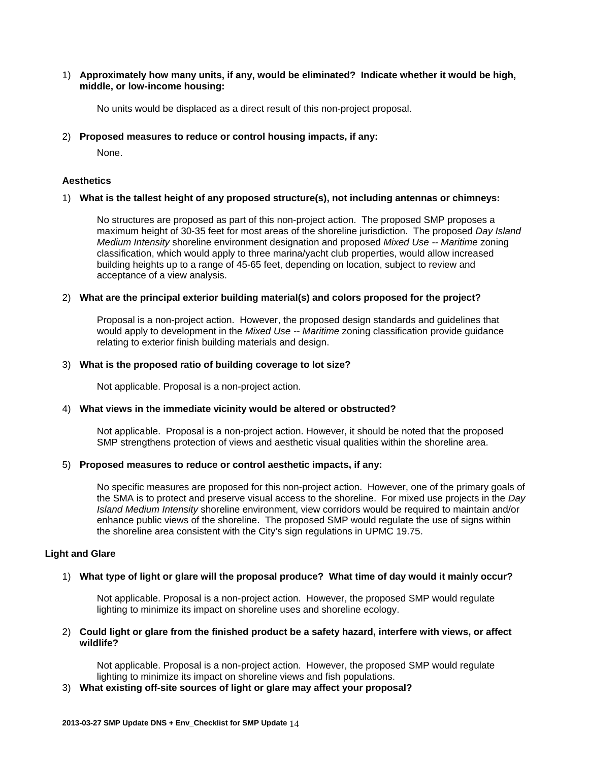1) **Approximately how many units, if any, would be eliminated? Indicate whether it would be high, middle, or low-income housing:**

   No units would be displaced as a direct result of this non-project proposal.

2) **Proposed measures to reduce or control housing impacts, if any:**

   None.

**Aesthetics**

1) **What is the tallest height of any proposed structure(s), not including antennas or chimneys:**

   No structures are proposed as part of this non-project action. The proposed SMP proposes a maximum height of 30-35 feet for most areas of the shoreline jurisdiction. The proposed *Day Island Medium Intensity* shoreline environment designation and proposed *Mixed Use -- Maritime* zoning classification, which would apply to three marina/yacht club properties, would allow increased building heights up to a range of 45-65 feet, depending on location, subject to review and acceptance of a view analysis.

2) **What are the principal exterior building material(s) and colors proposed for the project?**

   Proposal is a non-project action. However, the proposed design standards and guidelines that would apply to development in the *Mixed Use -- Maritime* zoning classification provide guidance relating to exterior finish building materials and design.

3) **What is the proposed ratio of building coverage to lot size?**

   Not applicable. Proposal is a non-project action.

4) **What views in the immediate vicinity would be altered or obstructed?**

   Not applicable. Proposal is a non-project action. However, it should be noted that the proposed SMP strengthens protection of views and aesthetic visual qualities within the shoreline area.

5) **Proposed measures to reduce or control aesthetic impacts, if any:**

   No specific measures are proposed for this non-project action. However, one of the primary goals of the SMA is to protect and preserve visual access to the shoreline. For mixed use projects in the *Day Island Medium Intensity* shoreline environment, view corridors would be required to maintain and/or enhance public views of the shoreline. The proposed SMP would regulate the use of signs within the shoreline area consistent with the City's sign regulations in UPMC 19.75.

**Light and Glare**

1) **What type of light or glare will the proposal produce? What time of day would it mainly occur?**

   Not applicable. Proposal is a non-project action. However, the proposed SMP would regulate lighting to minimize its impact on shoreline uses and shoreline ecology.

2) **Could light or glare from the finished product be a safety hazard, interfere with views, or affect wildlife?**

   Not applicable. Proposal is a non-project action. However, the proposed SMP would regulate lighting to minimize its impact on shoreline views and fish populations.

3) **What existing off-site sources of light or glare may affect your proposal?**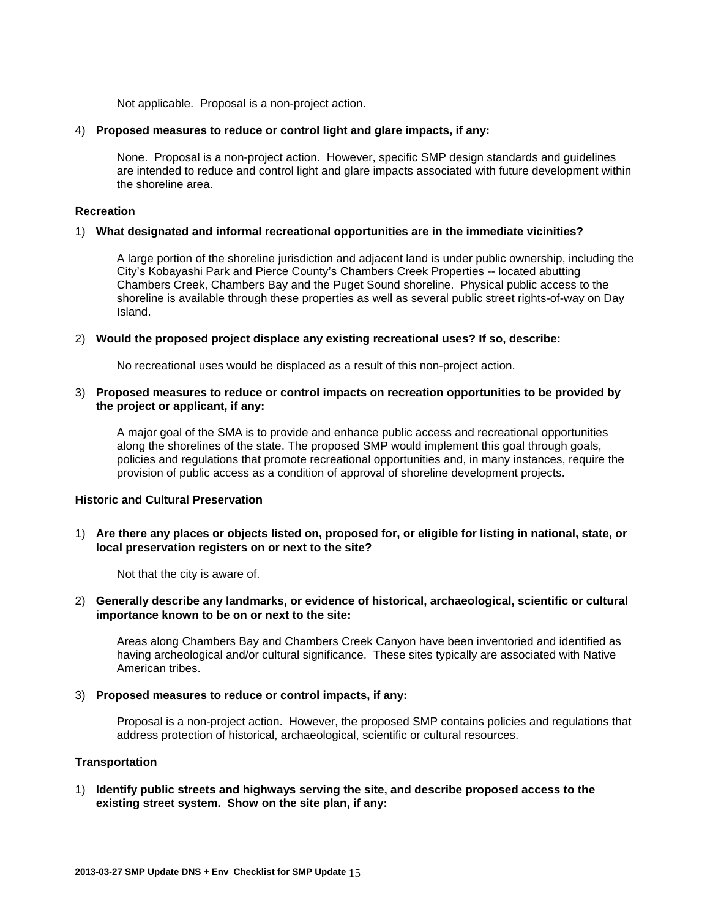Not applicable.  Proposal is a non-project action.

4) **Proposed measures to reduce or control light and glare impacts, if any:**

None.  Proposal is a non-project action.  However, specific SMP design standards and guidelines are intended to reduce and control light and glare impacts associated with future development within the shoreline area.

**Recreation**

1) **What designated and informal recreational opportunities are in the immediate vicinities?**

A large portion of the shoreline jurisdiction and adjacent land is under public ownership, including the City's Kobayashi Park and Pierce County's Chambers Creek Properties -- located abutting Chambers Creek, Chambers Bay and the Puget Sound shoreline.  Physical public access to the shoreline is available through these properties as well as several public street rights-of-way on Day Island.

2) **Would the proposed project displace any existing recreational uses? If so, describe:**

No recreational uses would be displaced as a result of this non-project action.

3) **Proposed measures to reduce or control impacts on recreation opportunities to be provided by the project or applicant, if any:**

A major goal of the SMA is to provide and enhance public access and recreational opportunities along the shorelines of the state. The proposed SMP would implement this goal through goals, policies and regulations that promote recreational opportunities and, in many instances, require the provision of public access as a condition of approval of shoreline development projects.

**Historic and Cultural Preservation**

1) **Are there any places or objects listed on, proposed for, or eligible for listing in national, state, or local preservation registers on or next to the site?**

Not that the city is aware of.

2) **Generally describe any landmarks, or evidence of historical, archaeological, scientific or cultural importance known to be on or next to the site:**

Areas along Chambers Bay and Chambers Creek Canyon have been inventoried and identified as having archeological and/or cultural significance.  These sites typically are associated with Native American tribes.

3) **Proposed measures to reduce or control impacts, if any:**

Proposal is a non-project action.  However, the proposed SMP contains policies and regulations that address protection of historical, archaeological, scientific or cultural resources.

**Transportation**

1) **Identify public streets and highways serving the site, and describe proposed access to the existing street system.  Show on the site plan, if any:**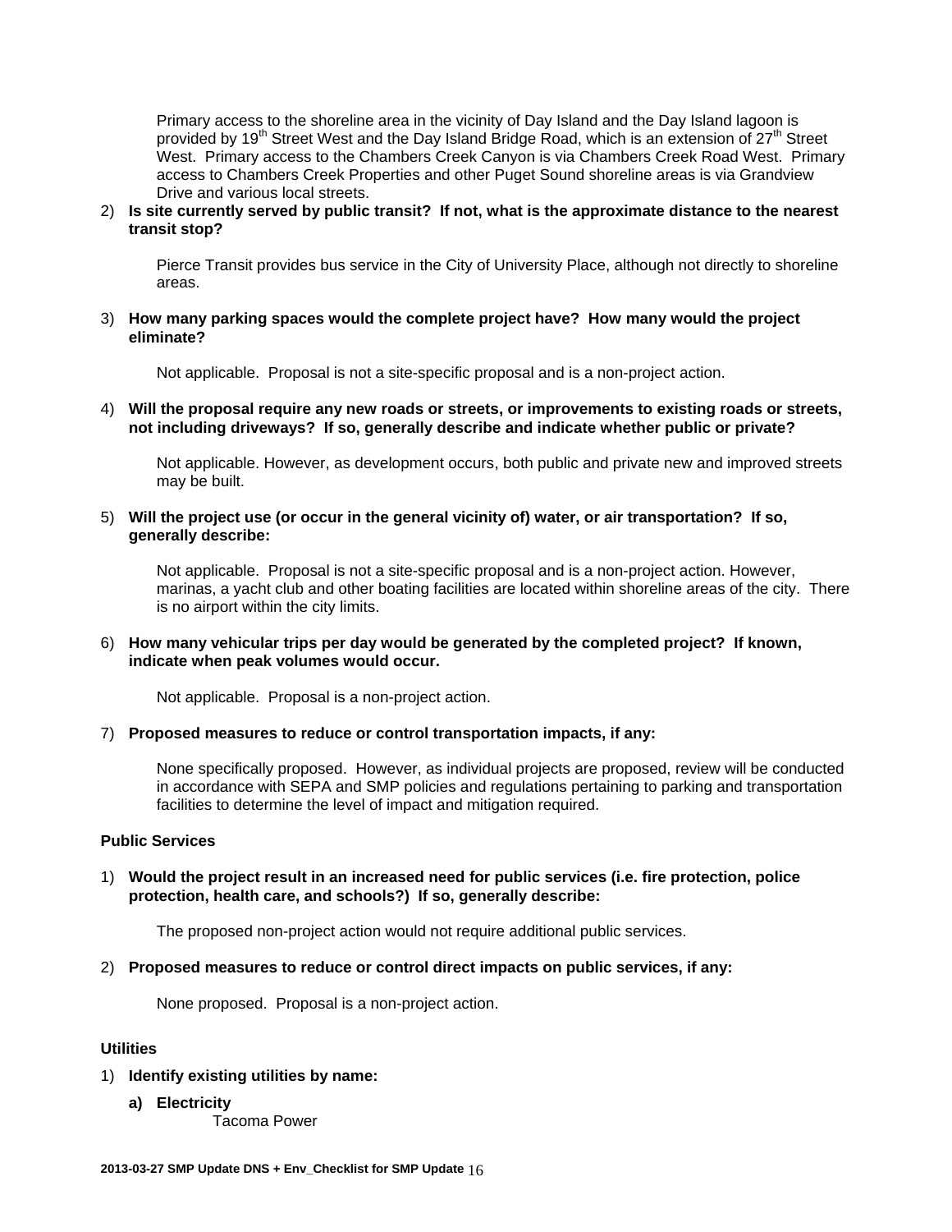Primary access to the shoreline area in the vicinity of Day Island and the Day Island lagoon is provided by 19th Street West and the Day Island Bridge Road, which is an extension of 27th Street West. Primary access to the Chambers Creek Canyon is via Chambers Creek Road West. Primary access to Chambers Creek Properties and other Puget Sound shoreline areas is via Grandview Drive and various local streets.

2) **Is site currently served by public transit? If not, what is the approximate distance to the nearest transit stop?**

   Pierce Transit provides bus service in the City of University Place, although not directly to shoreline areas.

3) **How many parking spaces would the complete project have? How many would the project eliminate?**

   Not applicable. Proposal is not a site-specific proposal and is a non-project action.

4) **Will the proposal require any new roads or streets, or improvements to existing roads or streets, not including driveways? If so, generally describe and indicate whether public or private?**

   Not applicable. However, as development occurs, both public and private new and improved streets may be built.

5) **Will the project use (or occur in the general vicinity of) water, or air transportation? If so, generally describe:**

   Not applicable. Proposal is not a site-specific proposal and is a non-project action. However, marinas, a yacht club and other boating facilities are located within shoreline areas of the city. There is no airport within the city limits.

6) **How many vehicular trips per day would be generated by the completed project? If known, indicate when peak volumes would occur.**

   Not applicable. Proposal is a non-project action.

7) **Proposed measures to reduce or control transportation impacts, if any:**

   None specifically proposed. However, as individual projects are proposed, review will be conducted in accordance with SEPA and SMP policies and regulations pertaining to parking and transportation facilities to determine the level of impact and mitigation required.

**Public Services**

1) **Would the project result in an increased need for public services (i.e. fire protection, police protection, health care, and schools?) If so, generally describe:**

   The proposed non-project action would not require additional public services.

2) **Proposed measures to reduce or control direct impacts on public services, if any:**

   None proposed. Proposal is a non-project action.

**Utilities**

1) **Identify existing utilities by name:**

   a) **Electricity**

      Tacoma Power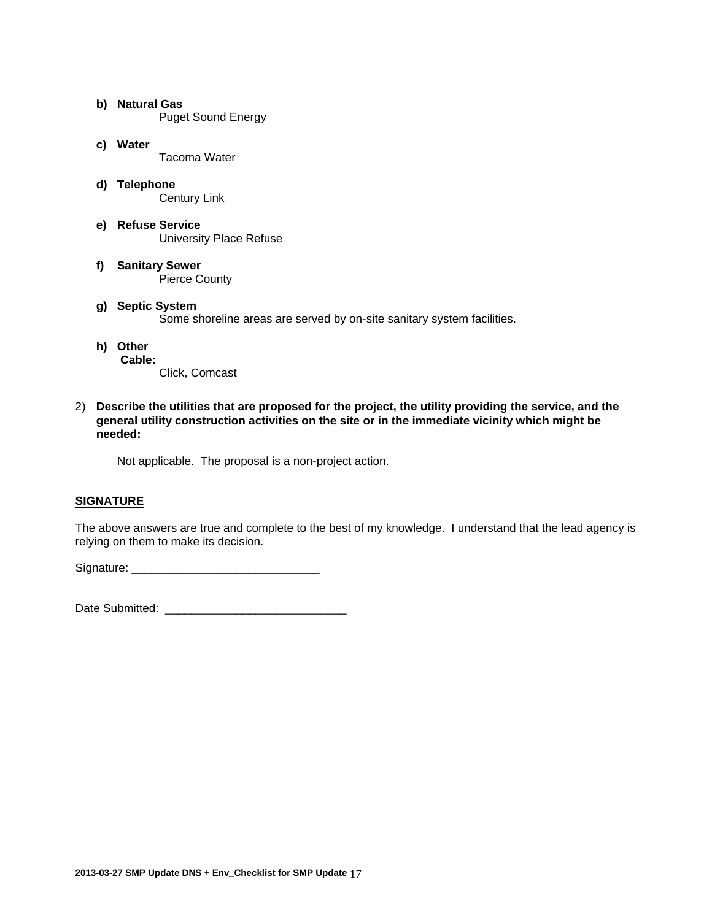- **b) Natural Gas**
  Puget Sound Energy

- **c) Water**
  Tacoma Water

- **d) Telephone**
  Century Link

- **e) Refuse Service**
  University Place Refuse

- **f) Sanitary Sewer**
  Pierce County

- **g) Septic System**
  Some shoreline areas are served by on-site sanitary system facilities.

- **h) Other**
  **Cable:**
  Click, Comcast

2) **Describe the utilities that are proposed for the project, the utility providing the service, and the general utility construction activities on the site or in the immediate vicinity which might be needed:**

   Not applicable. The proposal is a non-project action.

**SIGNATURE**

The above answers are true and complete to the best of my knowledge. I understand that the lead agency is relying on them to make its decision.

Signature: ____________________________

Date Submitted: ___________________________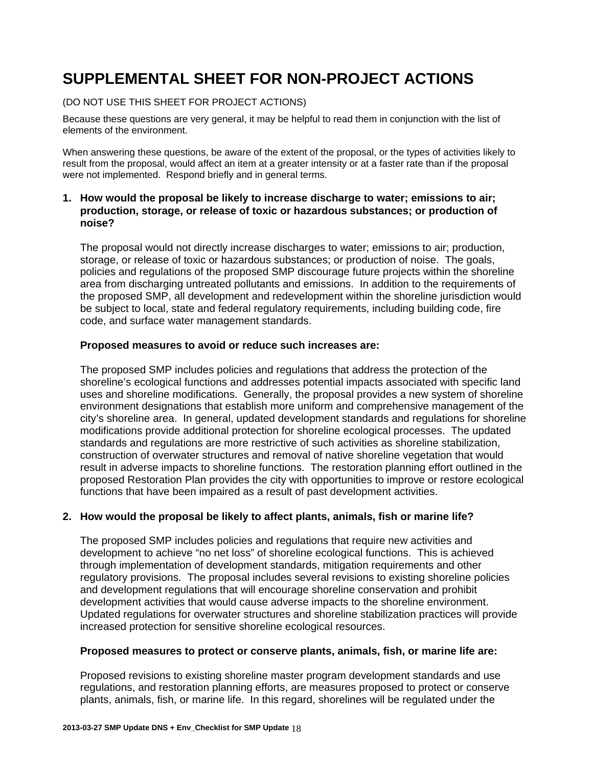# SUPPLEMENTAL SHEET FOR NON-PROJECT ACTIONS

(DO NOT USE THIS SHEET FOR PROJECT ACTIONS)

Because these questions are very general, it may be helpful to read them in conjunction with the list of elements of the environment.

When answering these questions, be aware of the extent of the proposal, or the types of activities likely to result from the proposal, would affect an item at a greater intensity or at a faster rate than if the proposal were not implemented. Respond briefly and in general terms.

**1. How would the proposal be likely to increase discharge to water; emissions to air; production, storage, or release of toxic or hazardous substances; or production of noise?**

The proposal would not directly increase discharges to water; emissions to air; production, storage, or release of toxic or hazardous substances; or production of noise. The goals, policies and regulations of the proposed SMP discourage future projects within the shoreline area from discharging untreated pollutants and emissions. In addition to the requirements of the proposed SMP, all development and redevelopment within the shoreline jurisdiction would be subject to local, state and federal regulatory requirements, including building code, fire code, and surface water management standards.

**Proposed measures to avoid or reduce such increases are:**

The proposed SMP includes policies and regulations that address the protection of the shoreline's ecological functions and addresses potential impacts associated with specific land uses and shoreline modifications. Generally, the proposal provides a new system of shoreline environment designations that establish more uniform and comprehensive management of the city's shoreline area. In general, updated development standards and regulations for shoreline modifications provide additional protection for shoreline ecological processes. The updated standards and regulations are more restrictive of such activities as shoreline stabilization, construction of overwater structures and removal of native shoreline vegetation that would result in adverse impacts to shoreline functions. The restoration planning effort outlined in the proposed Restoration Plan provides the city with opportunities to improve or restore ecological functions that have been impaired as a result of past development activities.

**2. How would the proposal be likely to affect plants, animals, fish or marine life?**

The proposed SMP includes policies and regulations that require new activities and development to achieve "no net loss" of shoreline ecological functions. This is achieved through implementation of development standards, mitigation requirements and other regulatory provisions. The proposal includes several revisions to existing shoreline policies and development regulations that will encourage shoreline conservation and prohibit development activities that would cause adverse impacts to the shoreline environment. Updated regulations for overwater structures and shoreline stabilization practices will provide increased protection for sensitive shoreline ecological resources.

**Proposed measures to protect or conserve plants, animals, fish, or marine life are:**

Proposed revisions to existing shoreline master program development standards and use regulations, and restoration planning efforts, are measures proposed to protect or conserve plants, animals, fish, or marine life. In this regard, shorelines will be regulated under the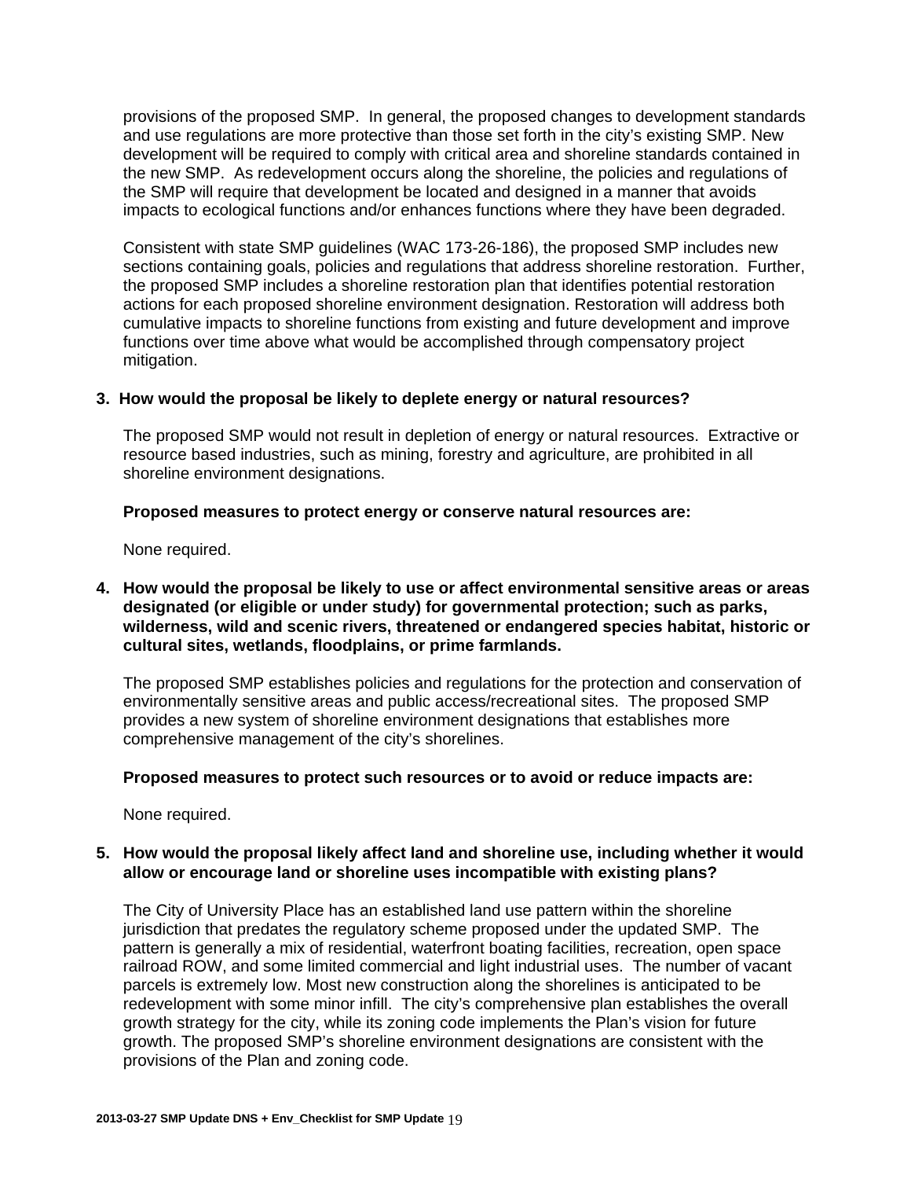provisions of the proposed SMP. In general, the proposed changes to development standards and use regulations are more protective than those set forth in the city's existing SMP. New development will be required to comply with critical area and shoreline standards contained in the new SMP. As redevelopment occurs along the shoreline, the policies and regulations of the SMP will require that development be located and designed in a manner that avoids impacts to ecological functions and/or enhances functions where they have been degraded.

Consistent with state SMP guidelines (WAC 173-26-186), the proposed SMP includes new sections containing goals, policies and regulations that address shoreline restoration. Further, the proposed SMP includes a shoreline restoration plan that identifies potential restoration actions for each proposed shoreline environment designation. Restoration will address both cumulative impacts to shoreline functions from existing and future development and improve functions over time above what would be accomplished through compensatory project mitigation.

**3. How would the proposal be likely to deplete energy or natural resources?**

The proposed SMP would not result in depletion of energy or natural resources. Extractive or resource based industries, such as mining, forestry and agriculture, are prohibited in all shoreline environment designations.

**Proposed measures to protect energy or conserve natural resources are:**

None required.

**4. How would the proposal be likely to use or affect environmental sensitive areas or areas designated (or eligible or under study) for governmental protection; such as parks, wilderness, wild and scenic rivers, threatened or endangered species habitat, historic or cultural sites, wetlands, floodplains, or prime farmlands.**

The proposed SMP establishes policies and regulations for the protection and conservation of environmentally sensitive areas and public access/recreational sites. The proposed SMP provides a new system of shoreline environment designations that establishes more comprehensive management of the city's shorelines.

**Proposed measures to protect such resources or to avoid or reduce impacts are:**

None required.

**5. How would the proposal likely affect land and shoreline use, including whether it would allow or encourage land or shoreline uses incompatible with existing plans?**

The City of University Place has an established land use pattern within the shoreline jurisdiction that predates the regulatory scheme proposed under the updated SMP. The pattern is generally a mix of residential, waterfront boating facilities, recreation, open space railroad ROW, and some limited commercial and light industrial uses. The number of vacant parcels is extremely low. Most new construction along the shorelines is anticipated to be redevelopment with some minor infill. The city's comprehensive plan establishes the overall growth strategy for the city, while its zoning code implements the Plan's vision for future growth. The proposed SMP's shoreline environment designations are consistent with the provisions of the Plan and zoning code.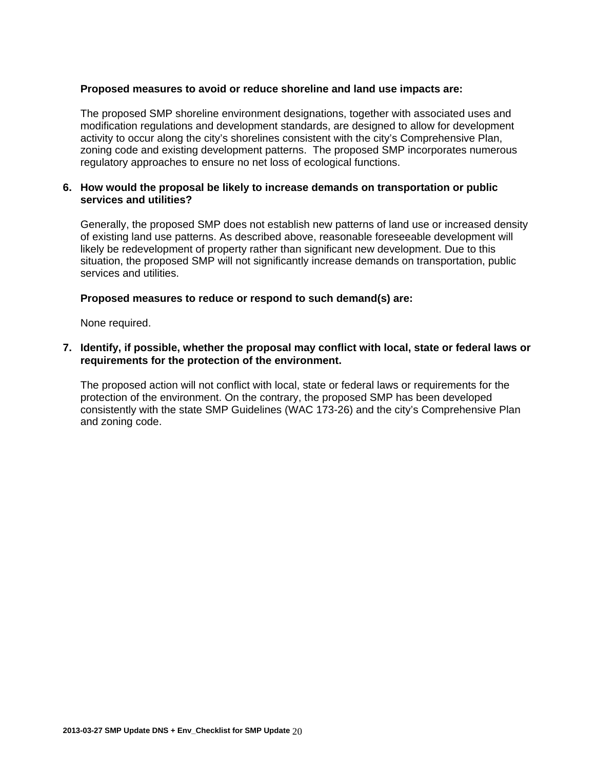**Proposed measures to avoid or reduce shoreline and land use impacts are:**

The proposed SMP shoreline environment designations, together with associated uses and modification regulations and development standards, are designed to allow for development activity to occur along the city's shorelines consistent with the city's Comprehensive Plan, zoning code and existing development patterns. The proposed SMP incorporates numerous regulatory approaches to ensure no net loss of ecological functions.

6. **How would the proposal be likely to increase demands on transportation or public services and utilities?**

   Generally, the proposed SMP does not establish new patterns of land use or increased density of existing land use patterns. As described above, reasonable foreseeable development will likely be redevelopment of property rather than significant new development. Due to this situation, the proposed SMP will not significantly increase demands on transportation, public services and utilities.

   **Proposed measures to reduce or respond to such demand(s) are:**

   None required.

7. **Identify, if possible, whether the proposal may conflict with local, state or federal laws or requirements for the protection of the environment.**

   The proposed action will not conflict with local, state or federal laws or requirements for the protection of the environment. On the contrary, the proposed SMP has been developed consistently with the state SMP Guidelines (WAC 173-26) and the city's Comprehensive Plan and zoning code.